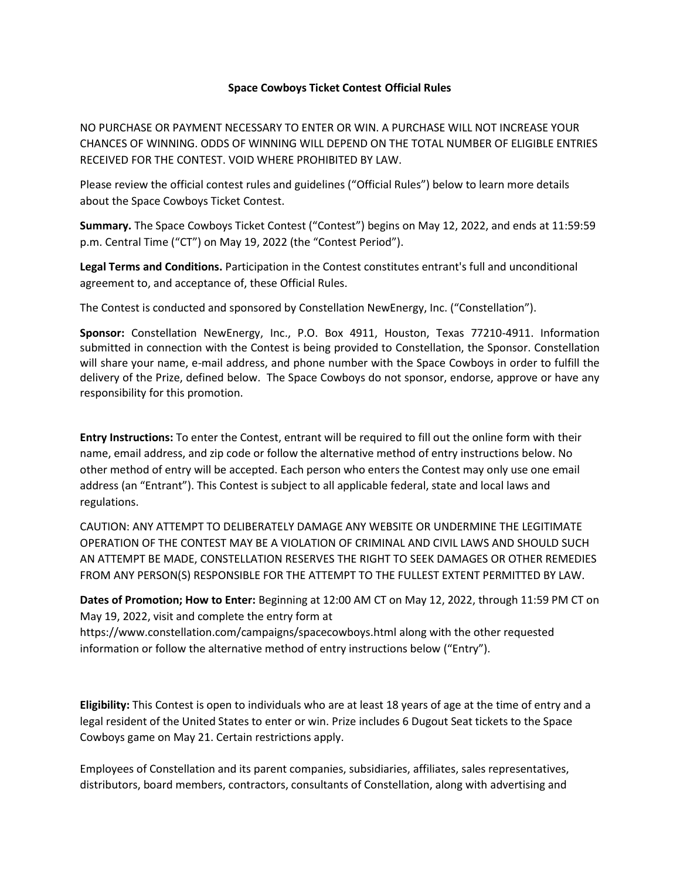# Space Cowboys Ticket Contest Official Rules

NO PURCHASE OR PAYMENT NECESSARY TO ENTER OR WIN. A PURCHASE WILL NOT INCREASE YOUR CHANCES OF WINNING. ODDS OF WINNING WILL DEPEND ON THE TOTAL NUMBER OF ELIGIBLE ENTRIES RECEIVED FOR THE CONTEST. VOID WHERE PROHIBITED BY LAW.

Please review the official contest rules and guidelines ("Official Rules") below to learn more details about the Space Cowboys Ticket Contest.

**Summary.** The Space Cowboys Ticket Contest ("Contest") begins on May 12, 2022, and ends at 11:59:59 p.m. Central Time ("CT") on May 19, 2022 (the "Contest Period").

**Legal Terms and Conditions.** Participation in the Contest constitutes entrant's full and unconditional agreement to, and acceptance of, these Official Rules.

The Contest is conducted and sponsored by Constellation NewEnergy, Inc. ("Constellation").

**Sponsor:** Constellation NewEnergy, Inc., P.O. Box 4911, Houston, Texas 77210-4911. Information submitted in connection with the Contest is being provided to Constellation, the Sponsor. Constellation will share your name, e-mail address, and phone number with the Space Cowboys in order to fulfill the delivery of the Prize, defined below. The Space Cowboys do not sponsor, endorse, approve or have any responsibility for this promotion.

**Entry Instructions:** To enter the Contest, entrant will be required to fill out the online form with their name, email address, and zip code or follow the alternative method of entry instructions below. No other method of entry will be accepted. Each person who enters the Contest may only use one email address (an "Entrant"). This Contest is subject to all applicable federal, state and local laws and regulations.

CAUTION: ANY ATTEMPT TO DELIBERATELY DAMAGE ANY WEBSITE OR UNDERMINE THE LEGITIMATE OPERATION OF THE CONTEST MAY BE A VIOLATION OF CRIMINAL AND CIVIL LAWS AND SHOULD SUCH AN ATTEMPT BE MADE, CONSTELLATION RESERVES THE RIGHT TO SEEK DAMAGES OR OTHER REMEDIES FROM ANY PERSON(S) RESPONSIBLE FOR THE ATTEMPT TO THE FULLEST EXTENT PERMITTED BY LAW.

**Dates of Promotion; How to Enter:** Beginning at 12:00 AM CT on May 12, 2022, through 11:59 PM CT on May 19, 2022, visit and complete the entry form at https://www.constellation.com/campaigns/spacecowboys.html along with the other requested information or follow the alternative method of entry instructions below ("Entry").

**Eligibility:** This Contest is open to individuals who are at least 18 years of age at the time of entry and a legal resident of the United States to enter or win. Prize includes 6 Dugout Seat tickets to the Space Cowboys game on May 21. Certain restrictions apply.

Employees of Constellation and its parent companies, subsidiaries, affiliates, sales representatives, distributors, board members, contractors, consultants of Constellation, along with advertising and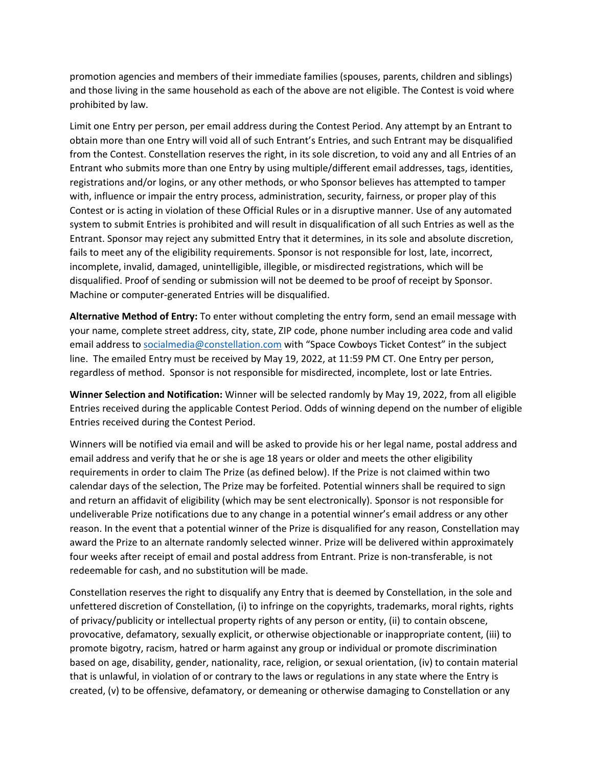promotion agencies and members of their immediate families (spouses, parents, children and siblings) and those living in the same household as each of the above are not eligible. The Contest is void where prohibited by law.

Limit one Entry per person, per email address during the Contest Period. Any attempt by an Entrant to obtain more than one Entry will void all of such Entrant's Entries, and such Entrant may be disqualified from the Contest. Constellation reserves the right, in its sole discretion, to void any and all Entries of an Entrant who submits more than one Entry by using multiple/different email addresses, tags, identities, registrations and/or logins, or any other methods, or who Sponsor believes has attempted to tamper with, influence or impair the entry process, administration, security, fairness, or proper play of this Contest or is acting in violation of these Official Rules or in a disruptive manner. Use of any automated system to submit Entries is prohibited and will result in disqualification of all such Entries as well as the Entrant. Sponsor may reject any submitted Entry that it determines, in its sole and absolute discretion, fails to meet any of the eligibility requirements. Sponsor is not responsible for lost, late, incorrect, incomplete, invalid, damaged, unintelligible, illegible, or misdirected registrations, which will be disqualified. Proof of sending or submission will not be deemed to be proof of receipt by Sponsor. Machine or computer-generated Entries will be disqualified.

**Alternative Method of Entry:** To enter without completing the entry form, send an email message with your name, complete street address, city, state, ZIP code, phone number including area code and valid email address to socialmedia@constellation.com with "Space Cowboys Ticket Contest" in the subject line. The emailed Entry must be received by May 19, 2022, at 11:59 PM CT. One Entry per person, regardless of method. Sponsor is not responsible for misdirected, incomplete, lost or late Entries.

**Winner Selection and Notification:** Winner will be selected randomly by May 19, 2022, from all eligible Entries received during the applicable Contest Period. Odds of winning depend on the number of eligible Entries received during the Contest Period.

Winners will be notified via email and will be asked to provide his or her legal name, postal address and email address and verify that he or she is age 18 years or older and meets the other eligibility requirements in order to claim The Prize (as defined below). If the Prize is not claimed within two calendar days of the selection, The Prize may be forfeited. Potential winners shall be required to sign and return an affidavit of eligibility (which may be sent electronically). Sponsor is not responsible for undeliverable Prize notifications due to any change in a potential winner's email address or any other reason. In the event that a potential winner of the Prize is disqualified for any reason, Constellation may award the Prize to an alternate randomly selected winner. Prize will be delivered within approximately four weeks after receipt of email and postal address from Entrant. Prize is non-transferable, is not redeemable for cash, and no substitution will be made.

Constellation reserves the right to disqualify any Entry that is deemed by Constellation, in the sole and unfettered discretion of Constellation, (i) to infringe on the copyrights, trademarks, moral rights, rights of privacy/publicity or intellectual property rights of any person or entity, (ii) to contain obscene, provocative, defamatory, sexually explicit, or otherwise objectionable or inappropriate content, (iii) to promote bigotry, racism, hatred or harm against any group or individual or promote discrimination based on age, disability, gender, nationality, race, religion, or sexual orientation, (iv) to contain material that is unlawful, in violation of or contrary to the laws or regulations in any state where the Entry is created, (v) to be offensive, defamatory, or demeaning or otherwise damaging to Constellation or any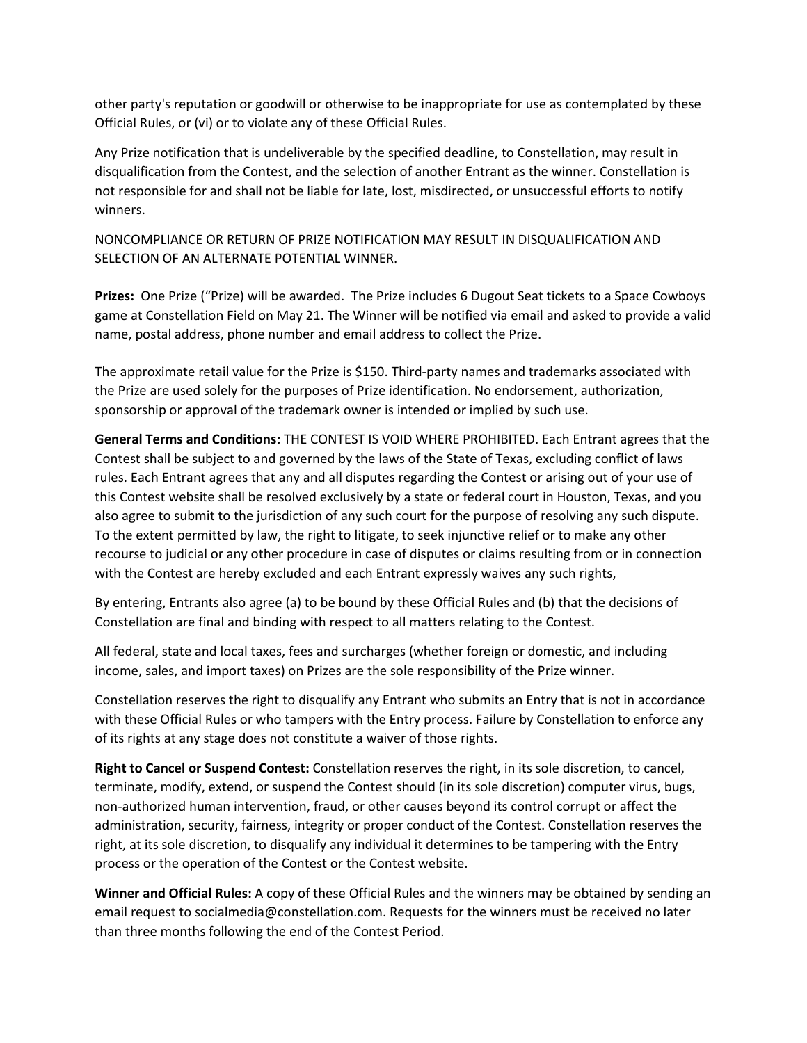other party's reputation or goodwill or otherwise to be inappropriate for use as contemplated by these Official Rules, or (vi) or to violate any of these Official Rules.

Any Prize notification that is undeliverable by the specified deadline, to Constellation, may result in disqualification from the Contest, and the selection of another Entrant as the winner. Constellation is not responsible for and shall not be liable for late, lost, misdirected, or unsuccessful efforts to notify winners.

NONCOMPLIANCE OR RETURN OF PRIZE NOTIFICATION MAY RESULT IN DISQUALIFICATION AND SELECTION OF AN ALTERNATE POTENTIAL WINNER.

**Prizes:** One Prize ("Prize) will be awarded. The Prize includes 6 Dugout Seat tickets to a Space Cowboys game at Constellation Field on May 21. The Winner will be notified via email and asked to provide a valid name, postal address, phone number and email address to collect the Prize.

The approximate retail value for the Prize is $150. Third-party names and trademarks associated with the Prize are used solely for the purposes of Prize identification. No endorsement, authorization, sponsorship or approval of the trademark owner is intended or implied by such use.

**General Terms and Conditions:** THE CONTEST IS VOID WHERE PROHIBITED. Each Entrant agrees that the Contest shall be subject to and governed by the laws of the State of Texas, excluding conflict of laws rules. Each Entrant agrees that any and all disputes regarding the Contest or arising out of your use of this Contest website shall be resolved exclusively by a state or federal court in Houston, Texas, and you also agree to submit to the jurisdiction of any such court for the purpose of resolving any such dispute. To the extent permitted by law, the right to litigate, to seek injunctive relief or to make any other recourse to judicial or any other procedure in case of disputes or claims resulting from or in connection with the Contest are hereby excluded and each Entrant expressly waives any such rights,

By entering, Entrants also agree (a) to be bound by these Official Rules and (b) that the decisions of Constellation are final and binding with respect to all matters relating to the Contest.

All federal, state and local taxes, fees and surcharges (whether foreign or domestic, and including income, sales, and import taxes) on Prizes are the sole responsibility of the Prize winner.

Constellation reserves the right to disqualify any Entrant who submits an Entry that is not in accordance with these Official Rules or who tampers with the Entry process. Failure by Constellation to enforce any of its rights at any stage does not constitute a waiver of those rights.

**Right to Cancel or Suspend Contest:** Constellation reserves the right, in its sole discretion, to cancel, terminate, modify, extend, or suspend the Contest should (in its sole discretion) computer virus, bugs, non-authorized human intervention, fraud, or other causes beyond its control corrupt or affect the administration, security, fairness, integrity or proper conduct of the Contest. Constellation reserves the right, at its sole discretion, to disqualify any individual it determines to be tampering with the Entry process or the operation of the Contest or the Contest website.

**Winner and Official Rules:** A copy of these Official Rules and the winners may be obtained by sending an email request to socialmedia@constellation.com. Requests for the winners must be received no later than three months following the end of the Contest Period.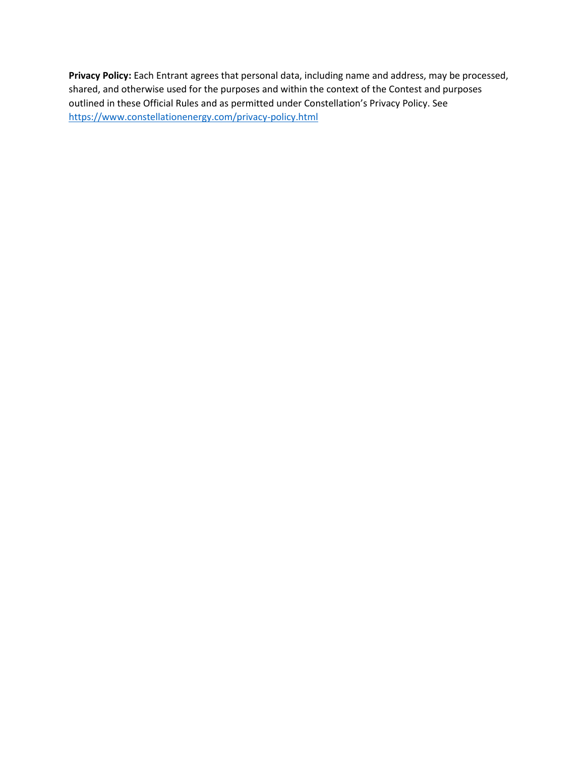**Privacy Policy:** Each Entrant agrees that personal data, including name and address, may be processed, shared, and otherwise used for the purposes and within the context of the Contest and purposes outlined in these Official Rules and as permitted under Constellation's Privacy Policy. See https://www.constellationenergy.com/privacy-policy.html